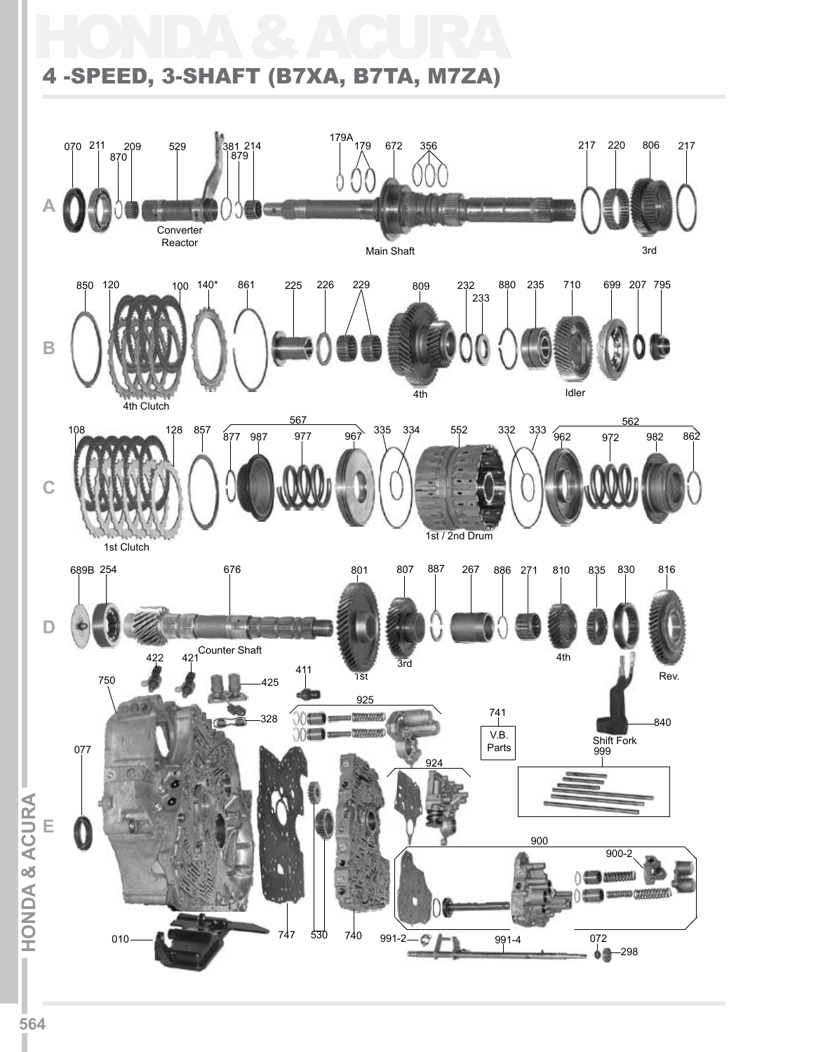# HONDA & ACURA

## 4 -SPEED, 3-SHAFT (B7XA, B7TA, M7ZA)

**A**

070 211 209 870 529 381 879 214 179A 179 672 356 217 220 806 217

Converter Reactor

Main Shaft

3rd

**B**

850 120 100 140* 861 225 226 229 809 232 233 880 235 710 699 207 795

4th Clutch

4th

Idler

**C**

108 128 857 567 877 987 977 967 335 334 552 332 333 562 962 972 982 862

1st Clutch

1st / 2nd Drum

**D**

689B 254 676 801 807 887 267 886 271 810 835 830 816

Counter Shaft

1st

3rd

4th

Rev.

**E**

422 421 750 425 411 328 925 741 V.B. Parts 840 Shift Fork 999 077 924 900 900-2 010 747 530 740 991-2 991-4 072 298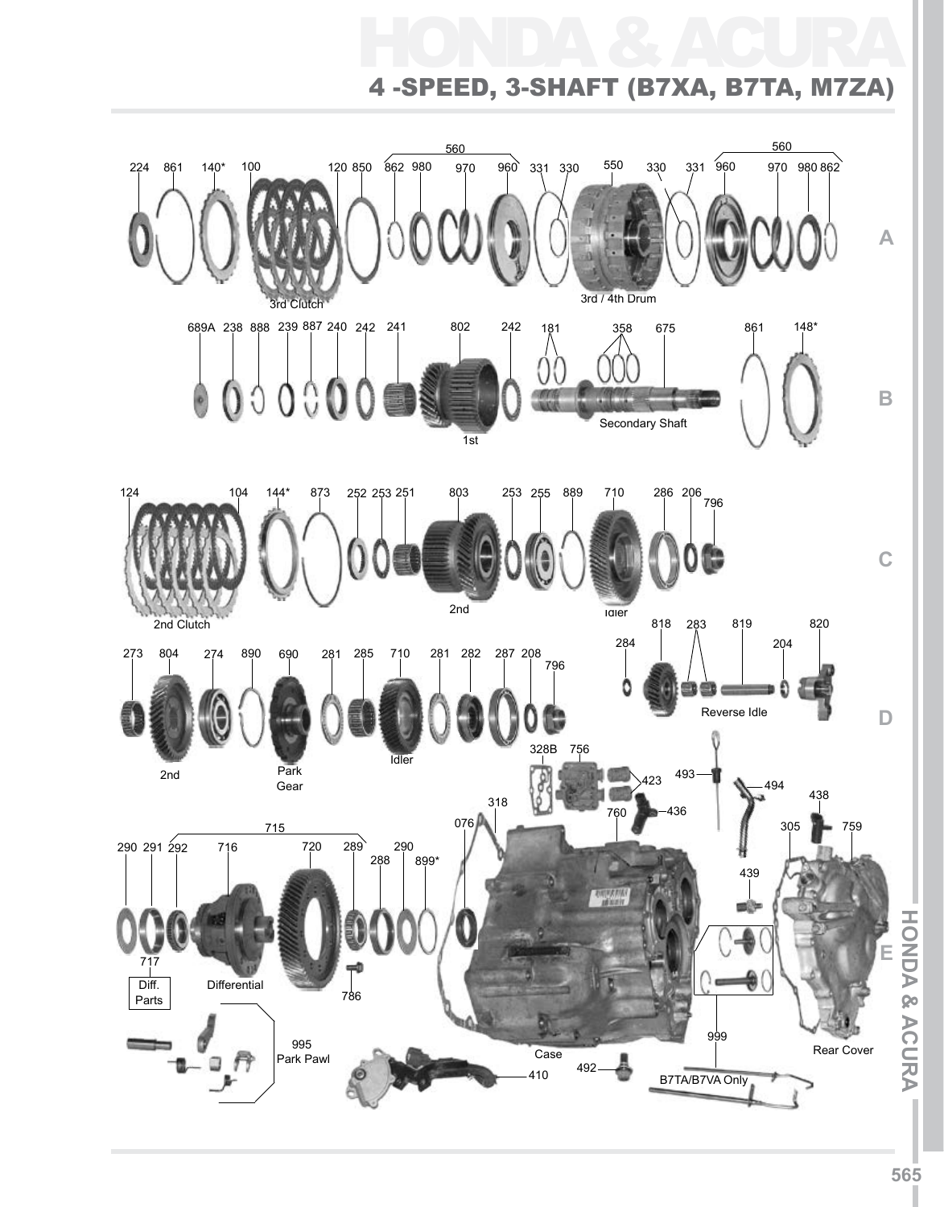# HONDA & ACURA

## 4 -SPEED, 3-SHAFT (B7XA, B7TA, M7ZA)

224 861 140* 100 120 850 560 862 980 970 960 331 330 550 330 331 560 960 970 980 862

3rd Clutch

3rd / 4th Drum

689A 238 888 239 887 240 242 241 802 242 181 358 675 861 148*

1st

Secondary Shaft

124 104 144* 873 252 253 251 803 253 255 889 710 286 206 796

2nd Clutch

2nd

Idler

273 804 274 890 690 281 285 710 281 282 287 208 796

2nd

Park Gear

Idler

818 283 819 820 284 204

Reverse Idle

328B 756 423 436 760 493 494 438 318 076 305 759 439

715 290 291 292 716 720 289 290 288 899*

717 Diff. Parts

Differential

786

995 Park Pawl

Case

410

492

999

B7TA/B7VA Only

Rear Cover